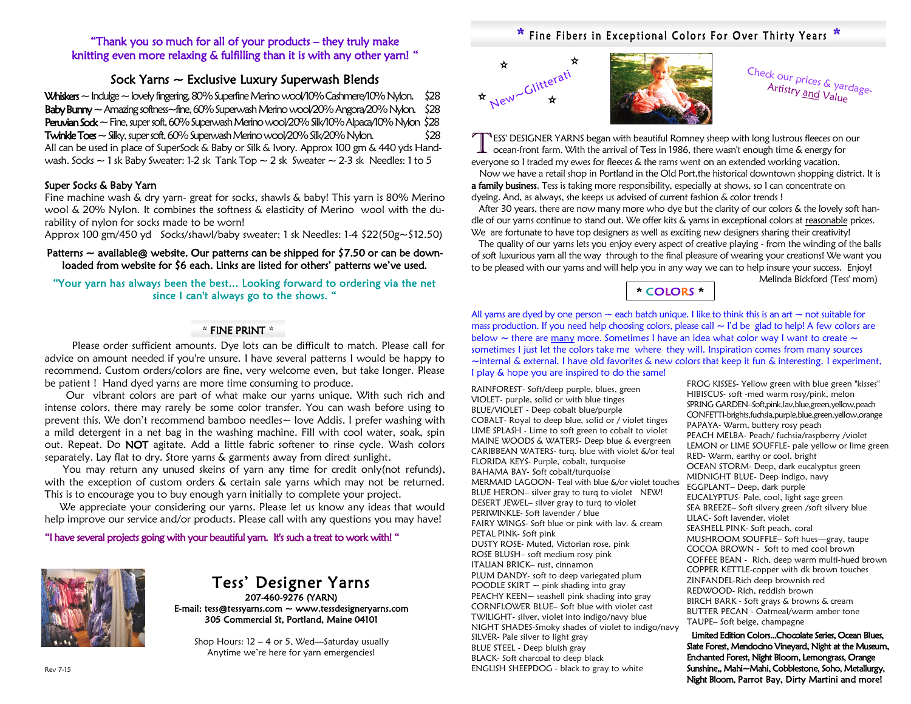"Thank you so much for all of your products – they truly make knitting even more relaxing & fulfilling than it is with any other yarn! "

## Sock Yarns ~ Exclusive Luxury Superwash Blends

**Whiskers** ~ Indulge ~ lovely fingering, 80% Superfine Merino wool/10% Cashmere/10% Nylon. $28
**Baby Bunny** ~ Amazing softness~fine, 60% Superwash Merino wool/20% Angora/20% Nylon. $28
**Peruvian Sock** ~ Fine, super soft, 60% Superwash Merino wool/20% Silk/10% Alpaca/10% Nylon $28
**Twinkle Toes** ~ Silky, super soft, 60% Superwash Merino wool/20% Silk/20% Nylon. $28
All can be used in place of SuperSock & Baby or Silk & Ivory. Approx 100 gm & 440 yds Hand-wash. Socks ~ 1 sk Baby Sweater: 1-2 sk Tank Top ~ 2 sk Sweater ~ 2-3 sk Needles: 1 to 5

### Super Socks & Baby Yarn

Fine machine wash & dry yarn- great for socks, shawls & baby! This yarn is 80% Merino wool & 20% Nylon. It combines the softness & elasticity of Merino wool with the durability of nylon for socks made to be worn!
Approx 100 gm/450 yd Socks/shawl/baby sweater: 1 sk Needles: 1-4 $22(50g~$12.50)

**Patterns ~ available@ website. Our patterns can be shipped for $7.50 or can be downloaded from website for $6 each. Links are listed for others' patterns we've used.**

"Your yarn has always been the best... Looking forward to ordering via the net since I can't always go to the shows. "

### * FINE PRINT *

Please order sufficient amounts. Dye lots can be difficult to match. Please call for advice on amount needed if you're unsure. I have several patterns I would be happy to recommend. Custom orders/colors are fine, very welcome even, but take longer. Please be patient ! Hand dyed yarns are more time consuming to produce.

Our vibrant colors are part of what make our yarns unique. With such rich and intense colors, there may rarely be some color transfer. You can wash before using to prevent this. We don't recommend bamboo needles~ love Addis. I prefer washing with a mild detergent in a net bag in the washing machine. Fill with cool water, soak, spin out. Repeat. Do **NOT** agitate. Add a little fabric softener to rinse cycle. Wash colors separately. Lay flat to dry. Store yarns & garments away from direct sunlight.

You may return any unused skeins of yarn any time for credit only(not refunds), with the exception of custom orders & certain sale yarns which may not be returned. This is to encourage you to buy enough yarn initially to complete your project.

We appreciate your considering our yarns. Please let us know any ideas that would help improve our service and/or products. Please call with any questions you may have!

"I have several projects going with your beautiful yarn. It's such a treat to work with! "

## Tess' Designer Yarns

**207-460-9276 (YARN)**
**E-mail: tess@tessyarns.com ~ www.tessdesigneryarns.com**
**305 Commercial St, Portland, Maine 04101**

Shop Hours: 12 – 4 or 5, Wed—Saturday usually
Anytime we're here for yarn emergencies!

Rev 7-15

## * Fine Fibers in Exceptional Colors For Over Thirty Years *

New~Glitterati

Check our prices & yardage-
Artistry and Value

TESS' DESIGNER YARNS began with beautiful Romney sheep with long lustrous fleeces on our ocean-front farm. With the arrival of Tess in 1986, there wasn't enough time & energy for everyone so I traded my ewes for fleeces & the rams went on an extended working vacation.

Now we have a retail shop in Portland in the Old Port,the historical downtown shopping district. It is **a family business**. Tess is taking more responsibility, especially at shows, so I can concentrate on dyeing. And, as always, she keeps us advised of current fashion & color trends !

After 30 years, there are now many more who dye but the clarity of our colors & the lovely soft handle of our yarns continue to stand out. We offer kits & yarns in exceptional colors at reasonable prices. We are fortunate to have top designers as well as exciting new designers sharing their creativity!

The quality of our yarns lets you enjoy every aspect of creative playing - from the winding of the balls of soft luxurious yarn all the way through to the final pleasure of wearing your creations! We want you to be pleased with our yarns and will help you in any way we can to help insure your success. Enjoy!

Melinda Bickford (Tess' mom)

### * COLORS *

All yarns are dyed by one person ~ each batch unique. I like to think this is an art ~ not suitable for mass production. If you need help choosing colors, please call ~ I'd be glad to help! A few colors are below ~ there are many more. Sometimes I have an idea what color way I want to create ~ sometimes I just let the colors take me where they will. Inspiration comes from many sources ~internal & external. I have old favorites & new colors that keep it fun & interesting. I experiment, I play & hope you are inspired to do the same!

RAINFOREST- Soft/deep purple, blues, green
VIOLET- purple, solid or with blue tinges
BLUE/VIOLET - Deep cobalt blue/purple
COBALT- Royal to deep blue, solid or / violet tinges
LIME SPLASH - Lime to soft green to cobalt to violet
MAINE WOODS & WATERS- Deep blue & evergreen
CARIBBEAN WATERS- turq. blue with violet &/or teal
FLORIDA KEYS- Purple, cobalt, turquoise
BAHAMA BAY- Soft cobalt/turquoise
MERMAID LAGOON- Teal with blue &/or violet touches
BLUE HERON– silver gray to turq to violet NEW!
DESERT JEWEL– silver gray to turq to violet
PERIWINKLE- Soft lavender / blue
FAIRY WINGS- Soft blue or pink with lav. & cream
PETAL PINK- Soft pink
DUSTY ROSE- Muted, Victorian rose, pink
ROSE BLUSH– soft medium rosy pink
ITALIAN BRICK– rust, cinnamon
PLUM DANDY- soft to deep variegated plum
POODLE SKIRT ~ pink shading into gray
PEACHY KEEN~ seashell pink shading into gray
CORNFLOWER BLUE– Soft blue with violet cast
TWILIGHT- silver, violet into indigo/navy blue
NIGHT SHADES-Smoky shades of violet to indigo/navy
SILVER- Pale silver to light gray
BLUE STEEL - Deep bluish gray
BLACK- Soft charcoal to deep black
ENGLISH SHEEPDOG - black to gray to white
FROG KISSES- Yellow green with blue green "kisses"
HIBISCUS- soft -med warm rosy/pink, melon
SPRING GARDEN–Soft,pink,lav,blue,green,yellow,peach
CONFETTI-brights,fuchsia,purple,blue,green,yellow,orange
PAPAYA- Warm, buttery rosy peach
PEACH MELBA- Peach/ fuchsia/raspberry /violet
LEMON or LIME SOUFFLE- pale yellow or lime green
RED- Warm, earthy or cool, bright
OCEAN STORM- Deep, dark eucalyptus green
MIDNIGHT BLUE- Deep indigo, navy
EGGPLANT– Deep, dark purple
EUCALYPTUS- Pale, cool, light sage green
SEA BREEZE– Soft silvery green /soft silvery blue
LILAC- Soft lavender, violet
SEASHELL PINK- Soft peach, coral
MUSHROOM SOUFFLE– Soft hues—gray, taupe
COCOA BROWN - Soft to med cool brown
COFFEE BEAN - Rich, deep warm multi-hued brown
COPPER KETTLE-copper with dk brown touches
ZINFANDEL-Rich deep brownish red
REDWOOD- Rich, reddish brown
BIRCH BARK - Soft grays & browns & cream
BUTTER PECAN - Oatmeal/warm amber tone
TAUPE– Soft beige, champagne

**Limited Edition Colors...Chocolate Series, Ocean Blues, Slate Forest, Mendocino Vineyard, Night at the Museum, Enchanted Forest, Night Bloom, Lemongrass, Orange Sunshine,, Mahi~Mahi, Cobblestone, Soho, Metallurgy, Night Bloom, Parrot Bay, Dirty Martini and more!**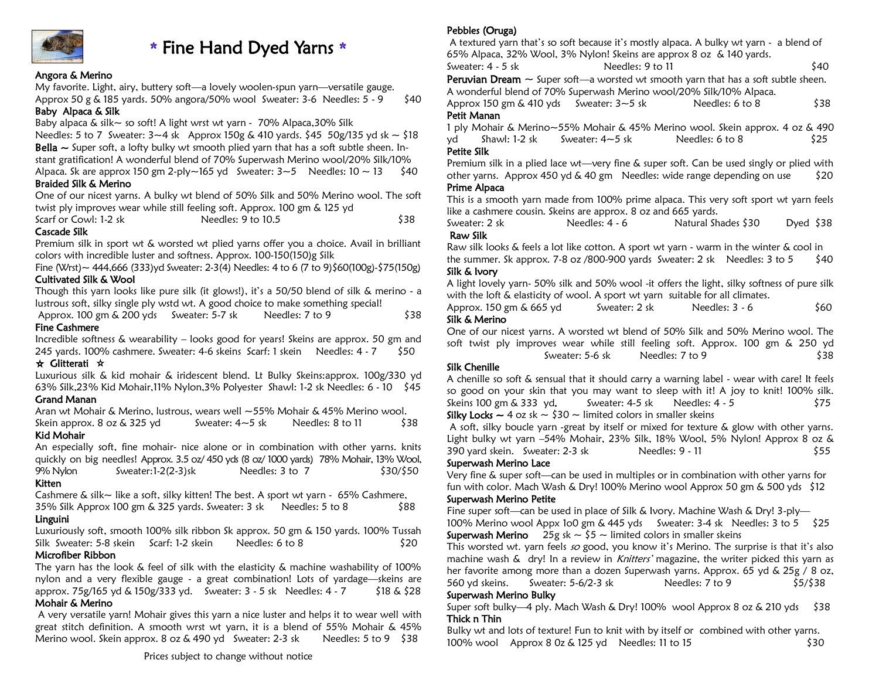# * Fine Hand Dyed Yarns *

**Angora & Merino**
My favorite. Light, airy, buttery soft—a lovely woolen-spun yarn—versatile gauge. Approx 50 g & 185 yards. 50% angora/50% wool Sweater: 3-6 Needles: 5 - 9 $40

**Baby Alpaca & Silk**
Baby alpaca & silk~ so soft! A light wrst wt yarn - 70% Alpaca,30% Silk
Needles: 5 to 7 Sweater: 3~4 sk Approx 150g & 410 yards. $45 50g/135 yd sk ~ $18

**Bella ~** Super soft, a lofty bulky wt smooth plied yarn that has a soft subtle sheen. Instant gratification! A wonderful blend of 70% Superwash Merino wool/20% Silk/10% Alpaca. Sk are approx 150 gm 2-ply~165 yd Sweater: 3~5 Needles: 10 ~ 13 $40

**Braided Silk & Merino**
One of our nicest yarns. A bulky wt blend of 50% Silk and 50% Merino wool. The soft twist ply improves wear while still feeling soft. Approx. 100 gm & 125 yd
Scarf or Cowl: 1-2 sk Needles: 9 to 10.5 $38

**Cascade Silk**
Premium silk in sport wt & worsted wt plied yarns offer you a choice. Avail in brilliant colors with incredible luster and softness. Approx. 100-150(150)g Silk
Fine (Wrst)~ 444,666 (333)yd Sweater: 2-3(4) Needles: 4 to 6 (7 to 9)$60(100g)-$75(150g)

**Cultivated Silk & Wool**
Though this yarn looks like pure silk (it glows!), it's a 50/50 blend of silk & merino - a lustrous soft, silky single ply wstd wt. A good choice to make something special!
Approx. 100 gm & 200 yds Sweater: 5-7 sk Needles: 7 to 9 $38

**Fine Cashmere**
Incredible softness & wearability – looks good for years! Skeins are approx. 50 gm and 245 yards. 100% cashmere. Sweater: 4-6 skeins Scarf: 1 skein Needles: 4 - 7 $50

**☆ Glitterati ☆**
Luxurious silk & kid mohair & iridescent blend. Lt Bulky Skeins:approx. 100g/330 yd 63% Silk,23% Kid Mohair,11% Nylon,3% Polyester Shawl: 1-2 sk Needles: 6 - 10 $45

**Grand Manan**
Aran wt Mohair & Merino, lustrous, wears well ~55% Mohair & 45% Merino wool.
Skein approx. 8 oz & 325 yd Sweater: 4~5 sk Needles: 8 to 11 $38

**Kid Mohair**
An especially soft, fine mohair- nice alone or in combination with other yarns. knits quickly on big needles! Approx. 3.5 oz/ 450 yds (8 oz/ 1000 yards) 78% Mohair, 13% Wool, 9% Nylon Sweater:1-2(2-3)sk Needles: 3 to 7 $30/$50

**Kitten**
Cashmere & silk~ like a soft, silky kitten! The best. A sport wt yarn - 65% Cashmere, 35% Silk Approx 100 gm & 325 yards. Sweater: 3 sk Needles: 5 to 8 $88

**Linguini**
Luxuriously soft, smooth 100% silk ribbon Sk approx. 50 gm & 150 yards. 100% Tussah Silk Sweater: 5-8 skein Scarf: 1-2 skein Needles: 6 to 8 $20

**Microfiber Ribbon**
The yarn has the look & feel of silk with the elasticity & machine washability of 100% nylon and a very flexible gauge - a great combination! Lots of yardage—skeins are approx. 75g/165 yd & 150g/333 yd. Sweater: 3 - 5 sk Needles: 4 - 7 $18 & $28

**Mohair & Merino**
A very versatile yarn! Mohair gives this yarn a nice luster and helps it to wear well with great stitch definition. A smooth wrst wt yarn, it is a blend of 55% Mohair & 45% Merino wool. Skein approx. 8 oz & 490 yd Sweater: 2-3 sk Needles: 5 to 9 $38

Prices subject to change without notice

**Pebbles (Oruga)**
A textured yarn that's so soft because it's mostly alpaca. A bulky wt yarn - a blend of 65% Alpaca, 32% Wool, 3% Nylon! Skeins are approx 8 oz & 140 yards.
Sweater: 4 - 5 sk Needles: 9 to 11 $40

**Peruvian Dream ~** Super soft—a worsted wt smooth yarn that has a soft subtle sheen. A wonderful blend of 70% Superwash Merino wool/20% Silk/10% Alpaca.
Approx 150 gm & 410 yds Sweater: 3~5 sk Needles: 6 to 8 $38

**Petit Manan**
1 ply Mohair & Merino~55% Mohair & 45% Merino wool. Skein approx. 4 oz & 490 yd Shawl: 1-2 sk Sweater: 4~5 sk Needles: 6 to 8 $25

**Petite Silk**
Premium silk in a plied lace wt—very fine & super soft. Can be used singly or plied with other yarns. Approx 450 yd & 40 gm Needles: wide range depending on use $20

**Prime Alpaca**
This is a smooth yarn made from 100% prime alpaca. This very soft sport wt yarn feels like a cashmere cousin. Skeins are approx. 8 oz and 665 yards.
Sweater: 2 sk Needles: 4 - 6 Natural Shades $30 Dyed $38

**Raw Silk**
Raw silk looks & feels a lot like cotton. A sport wt yarn - warm in the winter & cool in the summer. Sk approx. 7-8 oz /800-900 yards Sweater: 2 sk Needles: 3 to 5 $40

**Silk & Ivory**
A light lovely yarn- 50% silk and 50% wool -it offers the light, silky softness of pure silk with the loft & elasticity of wool. A sport wt yarn suitable for all climates.
Approx. 150 gm & 665 yd Sweater: 2 sk Needles: 3 - 6 $60

**Silk & Merino**
One of our nicest yarns. A worsted wt blend of 50% Silk and 50% Merino wool. The soft twist ply improves wear while still feeling soft. Approx. 100 gm & 250 yd
Sweater: 5-6 sk Needles: 7 to 9 $38

**Silk Chenille**
A chenille so soft & sensual that it should carry a warning label - wear with care! It feels so good on your skin that you may want to sleep with it! A joy to knit! 100% silk. Skeins 100 gm & 333 yd. Sweater: 4-5 sk Needles: 4 - 5 $75

**Silky Locks ~** 4 oz sk ~ $30 ~ limited colors in smaller skeins
A soft, silky boucle yarn -great by itself or mixed for texture & glow with other yarns. Light bulky wt yarn –54% Mohair, 23% Silk, 18% Wool, 5% Nylon! Approx 8 oz & 390 yard skein. Sweater: 2-3 sk Needles: 9 - 11 $55

**Superwash Merino Lace**
Very fine & super soft—can be used in multiples or in combination with other yarns for fun with color. Mach Wash & Dry! 100% Merino wool Approx 50 gm & 500 yds $12

**Superwash Merino Petite**
Fine super soft—can be used in place of Silk & Ivory. Machine Wash & Dry! 3-ply—100% Merino wool Appx 1o0 gm & 445 yds Sweater: 3-4 sk Needles: 3 to 5 $25

**Superwash Merino** 25g sk ~ $5 ~ limited colors in smaller skeins
This worsted wt. yarn feels *so* good, you know it's Merino. The surprise is that it's also machine wash & dry! In a review in *Knitters'* magazine, the writer picked this yarn as her favorite among more than a dozen Superwash yarns. Approx. 65 yd & 25g / 8 oz, 560 yd skeins. Sweater: 5-6/2-3 sk Needles: 7 to 9 $5/$38

**Superwash Merino Bulky**
Super soft bulky—4 ply. Mach Wash & Dry! 100% wool Approx 8 oz & 210 yds $38

**Thick n Thin**
Bulky wt and lots of texture! Fun to knit with by itself or combined with other yarns.
100% wool Approx 8 0z & 125 yd Needles: 11 to 15 $30